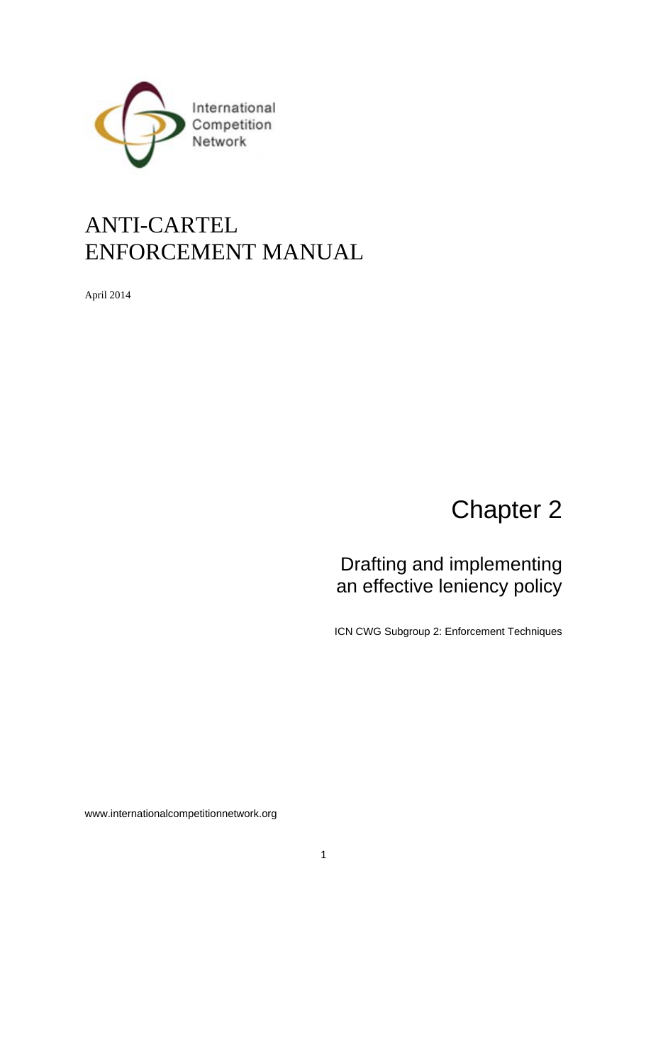International Competition Network

# ANTI-CARTEL ENFORCEMENT MANUAL

April 2014

## Chapter 2

### Drafting and implementing an effective leniency policy

ICN CWG Subgroup 2: Enforcement Techniques

www.internationalcompetitionnetwork.org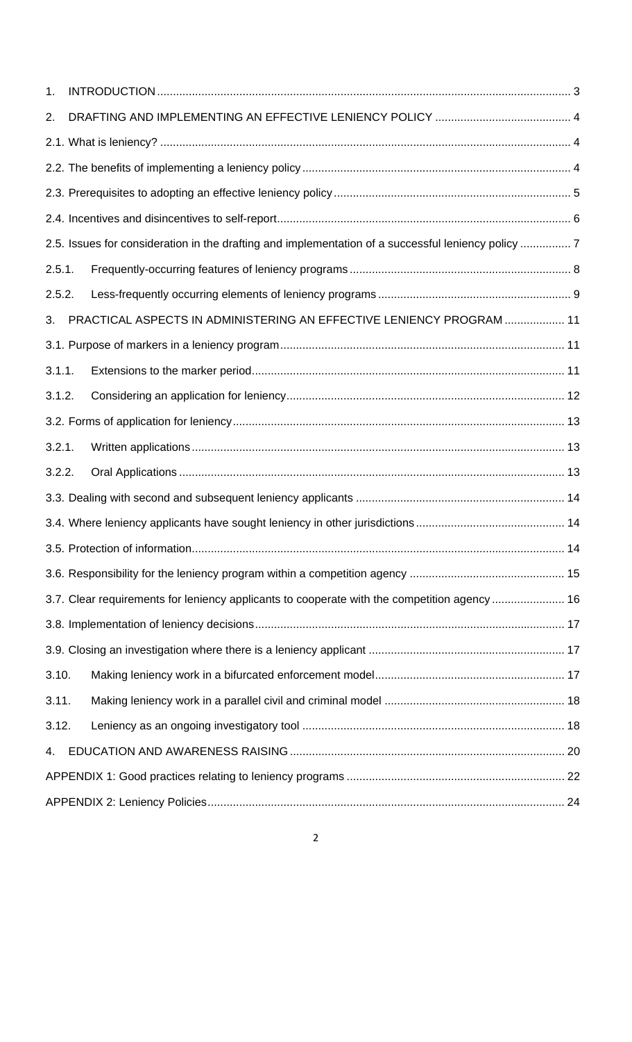1. INTRODUCTION .......... 3

2. DRAFTING AND IMPLEMENTING AN EFFECTIVE LENIENCY POLICY .......... 4

2.1. What is leniency? .......... 4

2.2. The benefits of implementing a leniency policy .......... 4

2.3. Prerequisites to adopting an effective leniency policy .......... 5

2.4. Incentives and disincentives to self-report .......... 6

2.5. Issues for consideration in the drafting and implementation of a successful leniency policy .......... 7

2.5.1. Frequently-occurring features of leniency programs .......... 8

2.5.2. Less-frequently occurring elements of leniency programs .......... 9

3. PRACTICAL ASPECTS IN ADMINISTERING AN EFFECTIVE LENIENCY PROGRAM .......... 11

3.1. Purpose of markers in a leniency program .......... 11

3.1.1. Extensions to the marker period .......... 11

3.1.2. Considering an application for leniency .......... 12

3.2. Forms of application for leniency .......... 13

3.2.1. Written applications .......... 13

3.2.2. Oral Applications .......... 13

3.3. Dealing with second and subsequent leniency applicants .......... 14

3.4. Where leniency applicants have sought leniency in other jurisdictions .......... 14

3.5. Protection of information .......... 14

3.6. Responsibility for the leniency program within a competition agency .......... 15

3.7. Clear requirements for leniency applicants to cooperate with the competition agency .......... 16

3.8. Implementation of leniency decisions .......... 17

3.9. Closing an investigation where there is a leniency applicant .......... 17

3.10. Making leniency work in a bifurcated enforcement model .......... 17

3.11. Making leniency work in a parallel civil and criminal model .......... 18

3.12. Leniency as an ongoing investigatory tool .......... 18

4. EDUCATION AND AWARENESS RAISING .......... 20

APPENDIX 1: Good practices relating to leniency programs .......... 22

APPENDIX 2: Leniency Policies .......... 24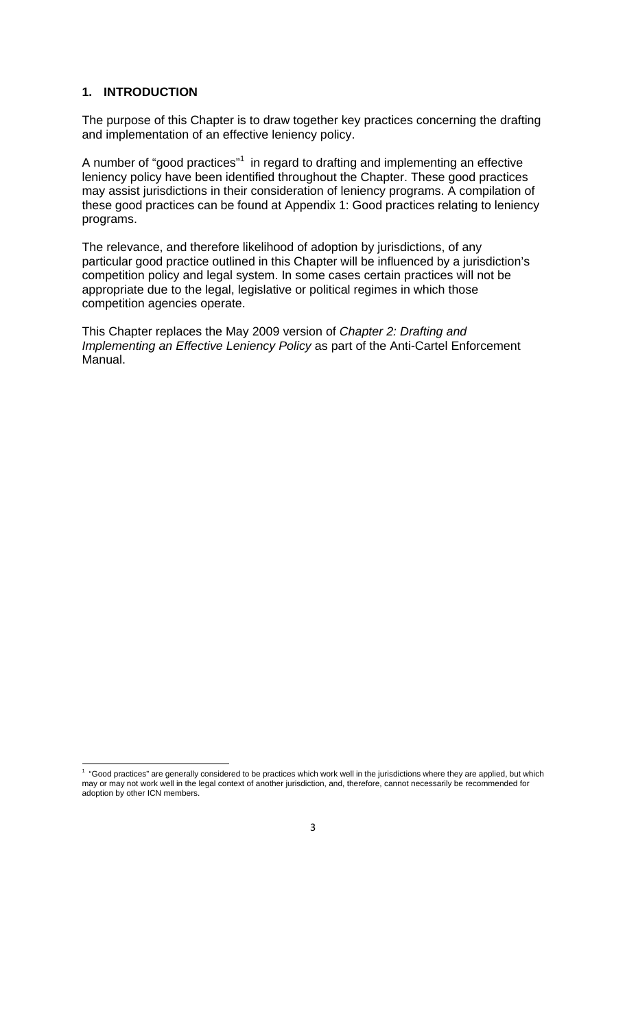## 1. INTRODUCTION

The purpose of this Chapter is to draw together key practices concerning the drafting and implementation of an effective leniency policy.

A number of "good practices"[1] in regard to drafting and implementing an effective leniency policy have been identified throughout the Chapter. These good practices may assist jurisdictions in their consideration of leniency programs. A compilation of these good practices can be found at Appendix 1: Good practices relating to leniency programs.

The relevance, and therefore likelihood of adoption by jurisdictions, of any particular good practice outlined in this Chapter will be influenced by a jurisdiction's competition policy and legal system. In some cases certain practices will not be appropriate due to the legal, legislative or political regimes in which those competition agencies operate.

This Chapter replaces the May 2009 version of *Chapter 2: Drafting and Implementing an Effective Leniency Policy* as part of the Anti-Cartel Enforcement Manual.

[1] "Good practices" are generally considered to be practices which work well in the jurisdictions where they are applied, but which may or may not work well in the legal context of another jurisdiction, and, therefore, cannot necessarily be recommended for adoption by other ICN members.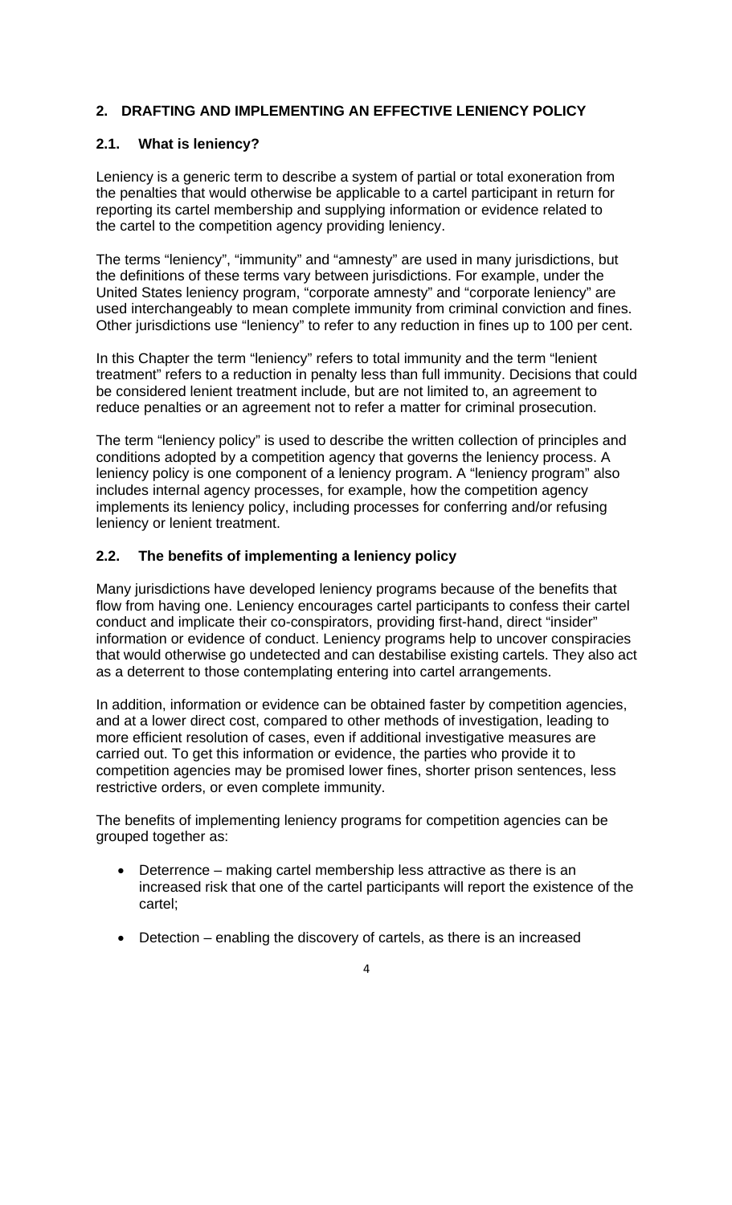## 2. DRAFTING AND IMPLEMENTING AN EFFECTIVE LENIENCY POLICY

### 2.1. What is leniency?

Leniency is a generic term to describe a system of partial or total exoneration from the penalties that would otherwise be applicable to a cartel participant in return for reporting its cartel membership and supplying information or evidence related to the cartel to the competition agency providing leniency.

The terms "leniency", "immunity" and "amnesty" are used in many jurisdictions, but the definitions of these terms vary between jurisdictions. For example, under the United States leniency program, "corporate amnesty" and "corporate leniency" are used interchangeably to mean complete immunity from criminal conviction and fines. Other jurisdictions use "leniency" to refer to any reduction in fines up to 100 per cent.

In this Chapter the term "leniency" refers to total immunity and the term "lenient treatment" refers to a reduction in penalty less than full immunity. Decisions that could be considered lenient treatment include, but are not limited to, an agreement to reduce penalties or an agreement not to refer a matter for criminal prosecution.

The term "leniency policy" is used to describe the written collection of principles and conditions adopted by a competition agency that governs the leniency process. A leniency policy is one component of a leniency program. A "leniency program" also includes internal agency processes, for example, how the competition agency implements its leniency policy, including processes for conferring and/or refusing leniency or lenient treatment.

### 2.2. The benefits of implementing a leniency policy

Many jurisdictions have developed leniency programs because of the benefits that flow from having one. Leniency encourages cartel participants to confess their cartel conduct and implicate their co-conspirators, providing first-hand, direct "insider" information or evidence of conduct. Leniency programs help to uncover conspiracies that would otherwise go undetected and can destabilise existing cartels. They also act as a deterrent to those contemplating entering into cartel arrangements.

In addition, information or evidence can be obtained faster by competition agencies, and at a lower direct cost, compared to other methods of investigation, leading to more efficient resolution of cases, even if additional investigative measures are carried out. To get this information or evidence, the parties who provide it to competition agencies may be promised lower fines, shorter prison sentences, less restrictive orders, or even complete immunity.

The benefits of implementing leniency programs for competition agencies can be grouped together as:

- Deterrence – making cartel membership less attractive as there is an increased risk that one of the cartel participants will report the existence of the cartel;
- Detection – enabling the discovery of cartels, as there is an increased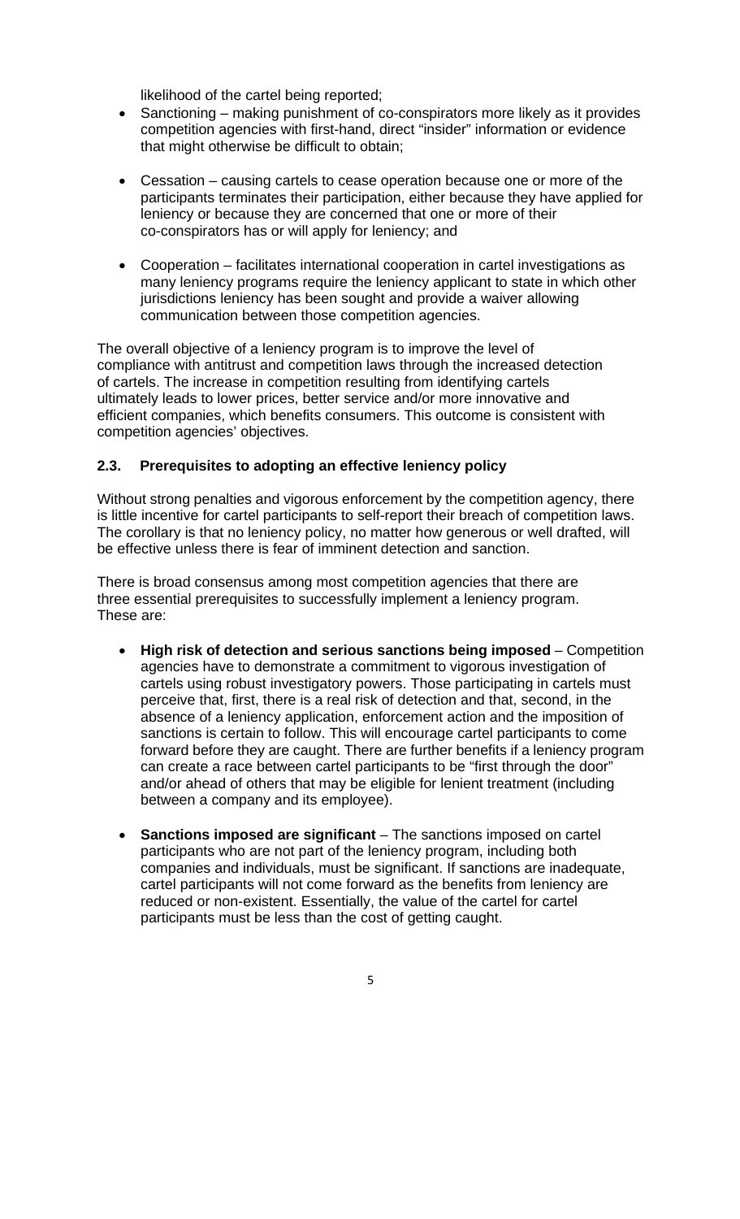likelihood of the cartel being reported;

- Sanctioning – making punishment of co-conspirators more likely as it provides competition agencies with first-hand, direct "insider" information or evidence that might otherwise be difficult to obtain;
- Cessation – causing cartels to cease operation because one or more of the participants terminates their participation, either because they have applied for leniency or because they are concerned that one or more of their co-conspirators has or will apply for leniency; and
- Cooperation – facilitates international cooperation in cartel investigations as many leniency programs require the leniency applicant to state in which other jurisdictions leniency has been sought and provide a waiver allowing communication between those competition agencies.

The overall objective of a leniency program is to improve the level of compliance with antitrust and competition laws through the increased detection of cartels. The increase in competition resulting from identifying cartels ultimately leads to lower prices, better service and/or more innovative and efficient companies, which benefits consumers. This outcome is consistent with competition agencies' objectives.

### 2.3. Prerequisites to adopting an effective leniency policy

Without strong penalties and vigorous enforcement by the competition agency, there is little incentive for cartel participants to self-report their breach of competition laws. The corollary is that no leniency policy, no matter how generous or well drafted, will be effective unless there is fear of imminent detection and sanction.

There is broad consensus among most competition agencies that there are three essential prerequisites to successfully implement a leniency program. These are:

- **High risk of detection and serious sanctions being imposed** – Competition agencies have to demonstrate a commitment to vigorous investigation of cartels using robust investigatory powers. Those participating in cartels must perceive that, first, there is a real risk of detection and that, second, in the absence of a leniency application, enforcement action and the imposition of sanctions is certain to follow. This will encourage cartel participants to come forward before they are caught. There are further benefits if a leniency program can create a race between cartel participants to be "first through the door" and/or ahead of others that may be eligible for lenient treatment (including between a company and its employee).
- **Sanctions imposed are significant** – The sanctions imposed on cartel participants who are not part of the leniency program, including both companies and individuals, must be significant. If sanctions are inadequate, cartel participants will not come forward as the benefits from leniency are reduced or non-existent. Essentially, the value of the cartel for cartel participants must be less than the cost of getting caught.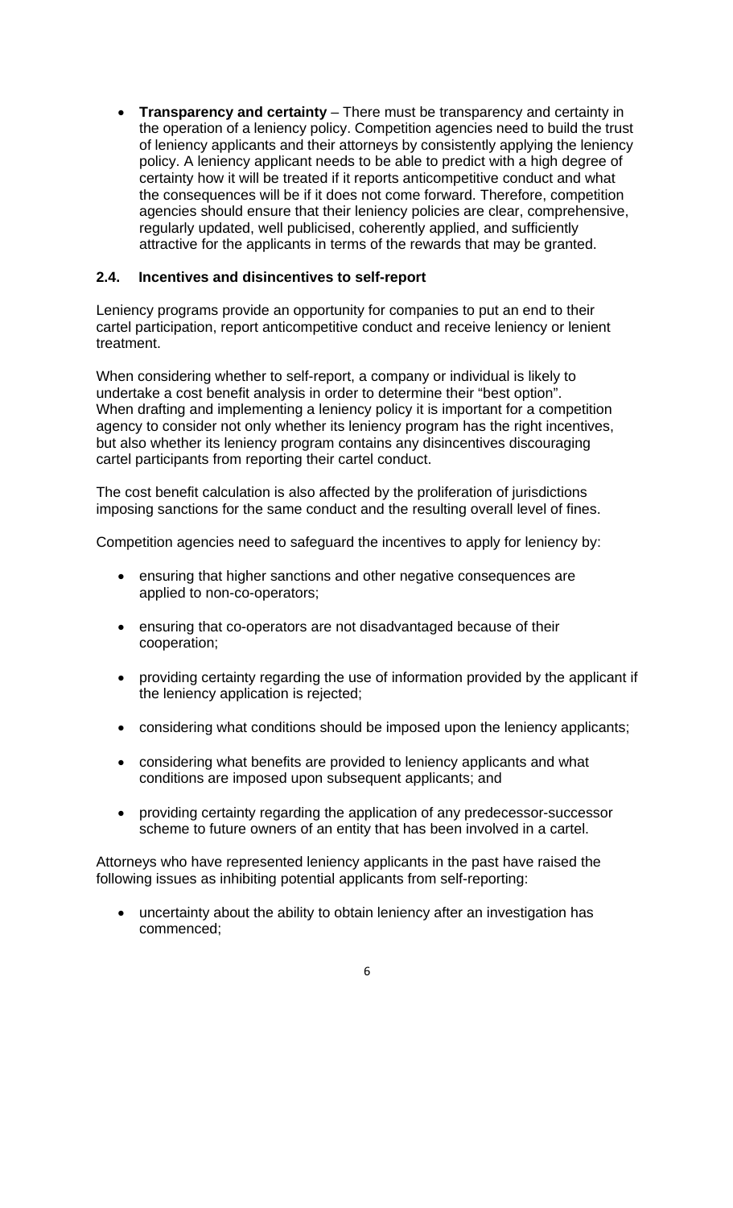- **Transparency and certainty** – There must be transparency and certainty in the operation of a leniency policy. Competition agencies need to build the trust of leniency applicants and their attorneys by consistently applying the leniency policy. A leniency applicant needs to be able to predict with a high degree of certainty how it will be treated if it reports anticompetitive conduct and what the consequences will be if it does not come forward. Therefore, competition agencies should ensure that their leniency policies are clear, comprehensive, regularly updated, well publicised, coherently applied, and sufficiently attractive for the applicants in terms of the rewards that may be granted.

### 2.4. Incentives and disincentives to self-report

Leniency programs provide an opportunity for companies to put an end to their cartel participation, report anticompetitive conduct and receive leniency or lenient treatment.

When considering whether to self-report, a company or individual is likely to undertake a cost benefit analysis in order to determine their "best option". When drafting and implementing a leniency policy it is important for a competition agency to consider not only whether its leniency program has the right incentives, but also whether its leniency program contains any disincentives discouraging cartel participants from reporting their cartel conduct.

The cost benefit calculation is also affected by the proliferation of jurisdictions imposing sanctions for the same conduct and the resulting overall level of fines.

Competition agencies need to safeguard the incentives to apply for leniency by:

- ensuring that higher sanctions and other negative consequences are applied to non-co-operators;
- ensuring that co-operators are not disadvantaged because of their cooperation;
- providing certainty regarding the use of information provided by the applicant if the leniency application is rejected;
- considering what conditions should be imposed upon the leniency applicants;
- considering what benefits are provided to leniency applicants and what conditions are imposed upon subsequent applicants; and
- providing certainty regarding the application of any predecessor-successor scheme to future owners of an entity that has been involved in a cartel.

Attorneys who have represented leniency applicants in the past have raised the following issues as inhibiting potential applicants from self-reporting:

- uncertainty about the ability to obtain leniency after an investigation has commenced;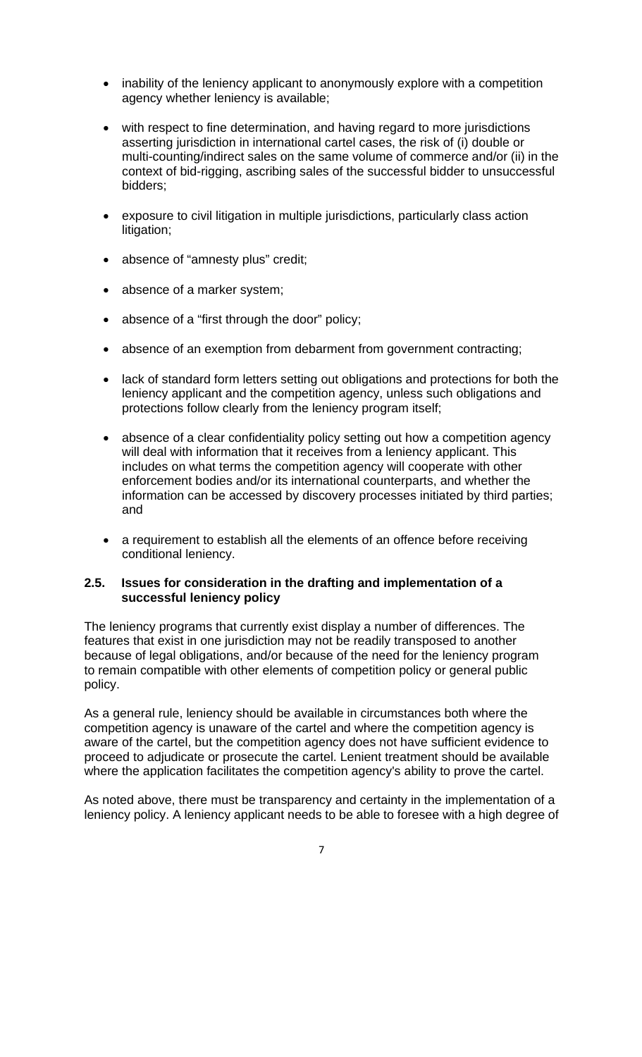- inability of the leniency applicant to anonymously explore with a competition agency whether leniency is available;

- with respect to fine determination, and having regard to more jurisdictions asserting jurisdiction in international cartel cases, the risk of (i) double or multi-counting/indirect sales on the same volume of commerce and/or (ii) in the context of bid-rigging, ascribing sales of the successful bidder to unsuccessful bidders;

- exposure to civil litigation in multiple jurisdictions, particularly class action litigation;

- absence of "amnesty plus" credit;

- absence of a marker system;

- absence of a "first through the door" policy;

- absence of an exemption from debarment from government contracting;

- lack of standard form letters setting out obligations and protections for both the leniency applicant and the competition agency, unless such obligations and protections follow clearly from the leniency program itself;

- absence of a clear confidentiality policy setting out how a competition agency will deal with information that it receives from a leniency applicant. This includes on what terms the competition agency will cooperate with other enforcement bodies and/or its international counterparts, and whether the information can be accessed by discovery processes initiated by third parties; and

- a requirement to establish all the elements of an offence before receiving conditional leniency.

### 2.5. Issues for consideration in the drafting and implementation of a successful leniency policy

The leniency programs that currently exist display a number of differences. The features that exist in one jurisdiction may not be readily transposed to another because of legal obligations, and/or because of the need for the leniency program to remain compatible with other elements of competition policy or general public policy.

As a general rule, leniency should be available in circumstances both where the competition agency is unaware of the cartel and where the competition agency is aware of the cartel, but the competition agency does not have sufficient evidence to proceed to adjudicate or prosecute the cartel. Lenient treatment should be available where the application facilitates the competition agency's ability to prove the cartel.

As noted above, there must be transparency and certainty in the implementation of a leniency policy. A leniency applicant needs to be able to foresee with a high degree of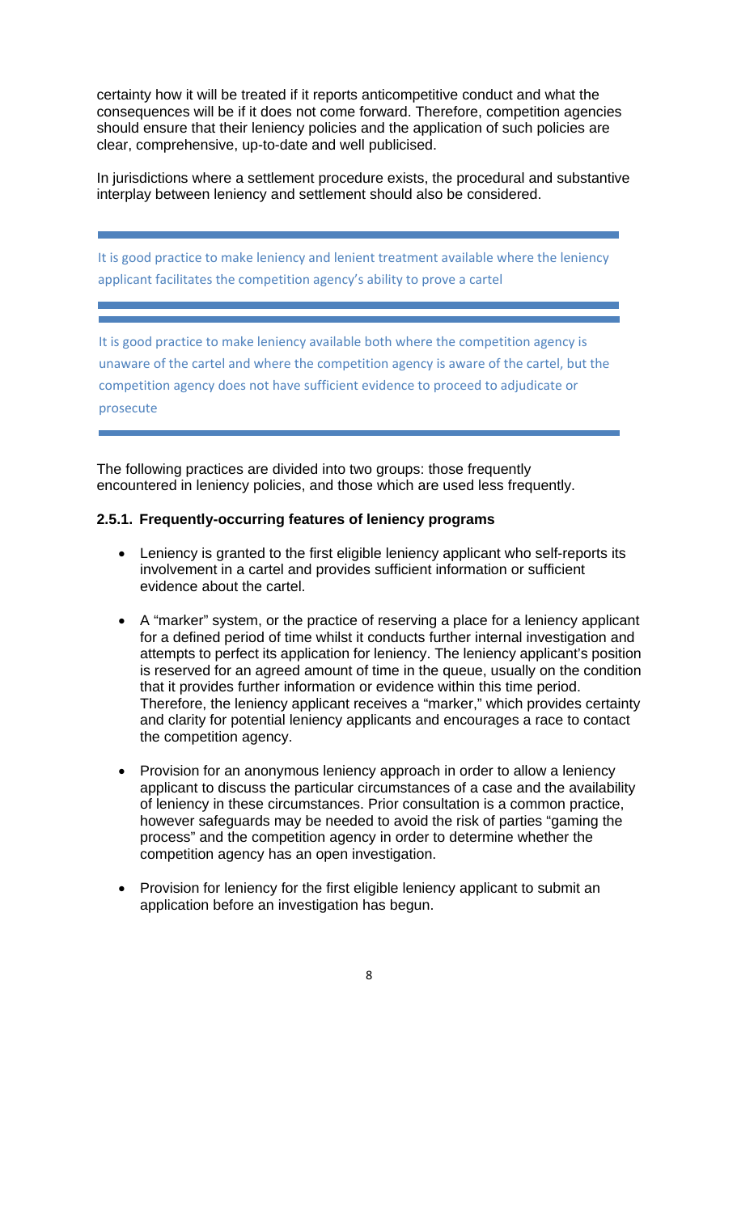certainty how it will be treated if it reports anticompetitive conduct and what the consequences will be if it does not come forward. Therefore, competition agencies should ensure that their leniency policies and the application of such policies are clear, comprehensive, up-to-date and well publicised.

In jurisdictions where a settlement procedure exists, the procedural and substantive interplay between leniency and settlement should also be considered.

---

It is good practice to make leniency and lenient treatment available where the leniency applicant facilitates the competition agency's ability to prove a cartel

---

---

It is good practice to make leniency available both where the competition agency is unaware of the cartel and where the competition agency is aware of the cartel, but the competition agency does not have sufficient evidence to proceed to adjudicate or prosecute

---

The following practices are divided into two groups: those frequently encountered in leniency policies, and those which are used less frequently.

### 2.5.1. Frequently-occurring features of leniency programs

- Leniency is granted to the first eligible leniency applicant who self-reports its involvement in a cartel and provides sufficient information or sufficient evidence about the cartel.
- A "marker" system, or the practice of reserving a place for a leniency applicant for a defined period of time whilst it conducts further internal investigation and attempts to perfect its application for leniency. The leniency applicant's position is reserved for an agreed amount of time in the queue, usually on the condition that it provides further information or evidence within this time period. Therefore, the leniency applicant receives a "marker," which provides certainty and clarity for potential leniency applicants and encourages a race to contact the competition agency.
- Provision for an anonymous leniency approach in order to allow a leniency applicant to discuss the particular circumstances of a case and the availability of leniency in these circumstances. Prior consultation is a common practice, however safeguards may be needed to avoid the risk of parties "gaming the process" and the competition agency in order to determine whether the competition agency has an open investigation.
- Provision for leniency for the first eligible leniency applicant to submit an application before an investigation has begun.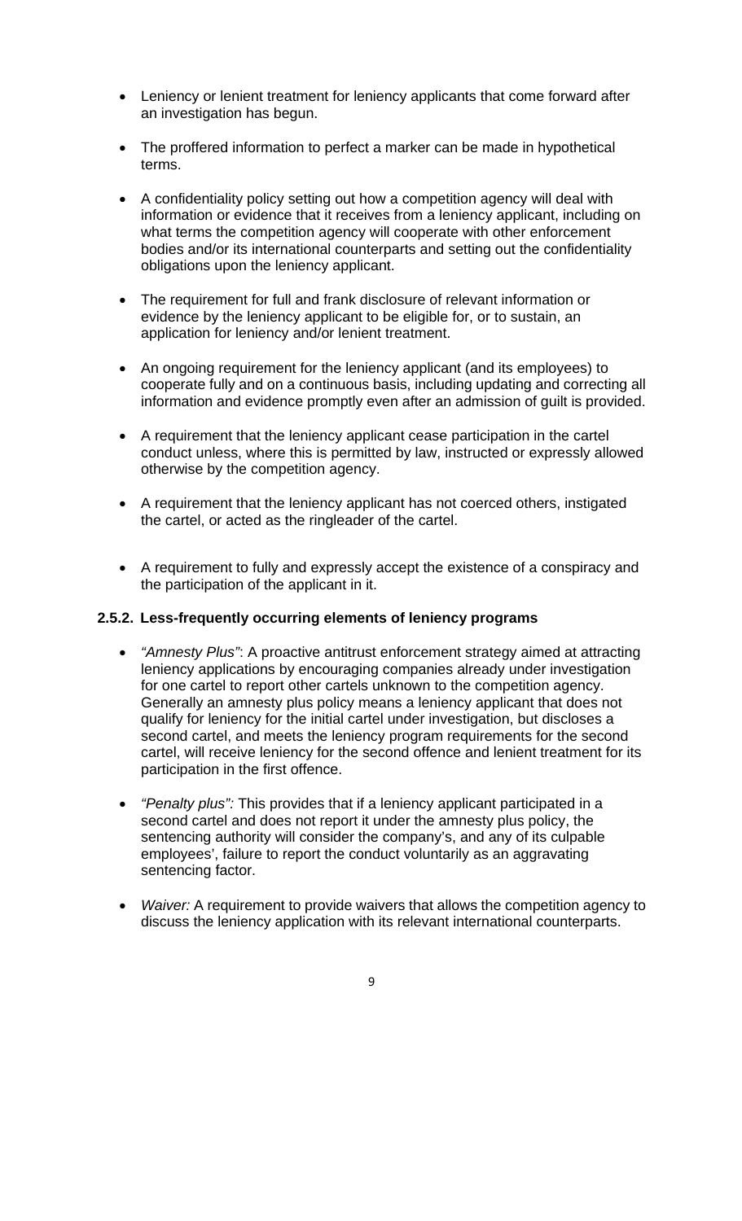- Leniency or lenient treatment for leniency applicants that come forward after an investigation has begun.

- The proffered information to perfect a marker can be made in hypothetical terms.

- A confidentiality policy setting out how a competition agency will deal with information or evidence that it receives from a leniency applicant, including on what terms the competition agency will cooperate with other enforcement bodies and/or its international counterparts and setting out the confidentiality obligations upon the leniency applicant.

- The requirement for full and frank disclosure of relevant information or evidence by the leniency applicant to be eligible for, or to sustain, an application for leniency and/or lenient treatment.

- An ongoing requirement for the leniency applicant (and its employees) to cooperate fully and on a continuous basis, including updating and correcting all information and evidence promptly even after an admission of guilt is provided.

- A requirement that the leniency applicant cease participation in the cartel conduct unless, where this is permitted by law, instructed or expressly allowed otherwise by the competition agency.

- A requirement that the leniency applicant has not coerced others, instigated the cartel, or acted as the ringleader of the cartel.

- A requirement to fully and expressly accept the existence of a conspiracy and the participation of the applicant in it.

#### 2.5.2. Less-frequently occurring elements of leniency programs

- *"Amnesty Plus"*: A proactive antitrust enforcement strategy aimed at attracting leniency applications by encouraging companies already under investigation for one cartel to report other cartels unknown to the competition agency. Generally an amnesty plus policy means a leniency applicant that does not qualify for leniency for the initial cartel under investigation, but discloses a second cartel, and meets the leniency program requirements for the second cartel, will receive leniency for the second offence and lenient treatment for its participation in the first offence.

- *"Penalty plus":* This provides that if a leniency applicant participated in a second cartel and does not report it under the amnesty plus policy, the sentencing authority will consider the company's, and any of its culpable employees', failure to report the conduct voluntarily as an aggravating sentencing factor.

- *Waiver:* A requirement to provide waivers that allows the competition agency to discuss the leniency application with its relevant international counterparts.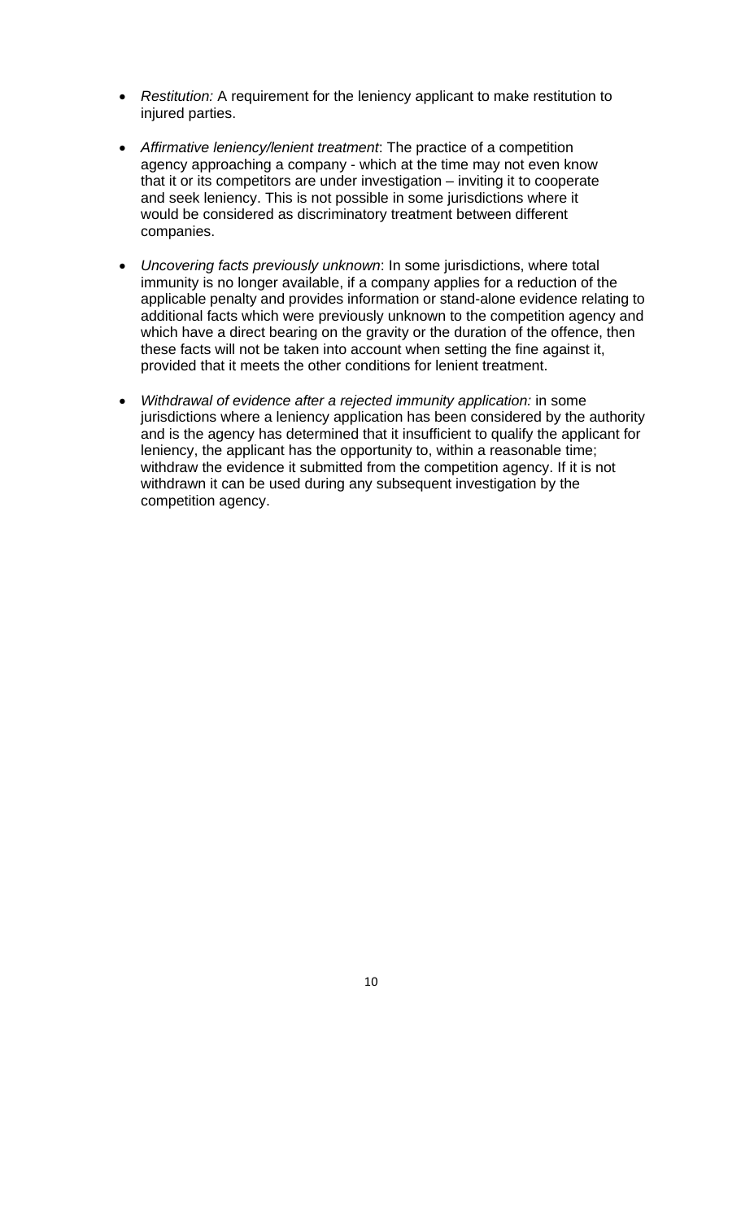- *Restitution:* A requirement for the leniency applicant to make restitution to injured parties.

- *Affirmative leniency/lenient treatment*: The practice of a competition agency approaching a company - which at the time may not even know that it or its competitors are under investigation – inviting it to cooperate and seek leniency. This is not possible in some jurisdictions where it would be considered as discriminatory treatment between different companies.

- *Uncovering facts previously unknown*: In some jurisdictions, where total immunity is no longer available, if a company applies for a reduction of the applicable penalty and provides information or stand-alone evidence relating to additional facts which were previously unknown to the competition agency and which have a direct bearing on the gravity or the duration of the offence, then these facts will not be taken into account when setting the fine against it, provided that it meets the other conditions for lenient treatment.

- *Withdrawal of evidence after a rejected immunity application:* in some jurisdictions where a leniency application has been considered by the authority and is the agency has determined that it insufficient to qualify the applicant for leniency, the applicant has the opportunity to, within a reasonable time; withdraw the evidence it submitted from the competition agency. If it is not withdrawn it can be used during any subsequent investigation by the competition agency.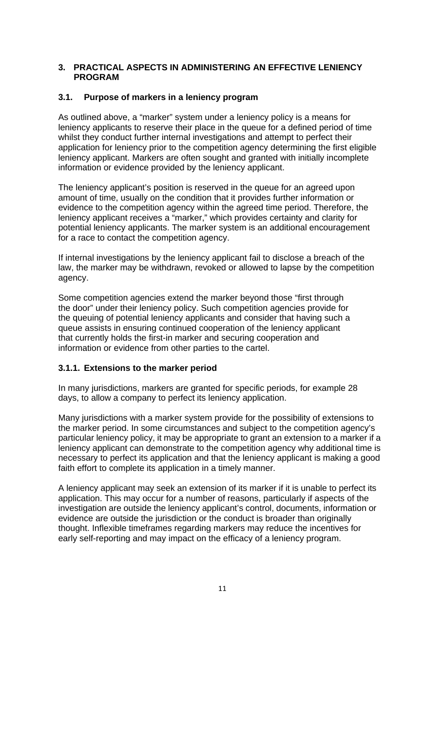## 3. PRACTICAL ASPECTS IN ADMINISTERING AN EFFECTIVE LENIENCY PROGRAM

### 3.1. Purpose of markers in a leniency program

As outlined above, a "marker" system under a leniency policy is a means for leniency applicants to reserve their place in the queue for a defined period of time whilst they conduct further internal investigations and attempt to perfect their application for leniency prior to the competition agency determining the first eligible leniency applicant. Markers are often sought and granted with initially incomplete information or evidence provided by the leniency applicant.

The leniency applicant's position is reserved in the queue for an agreed upon amount of time, usually on the condition that it provides further information or evidence to the competition agency within the agreed time period. Therefore, the leniency applicant receives a "marker," which provides certainty and clarity for potential leniency applicants. The marker system is an additional encouragement for a race to contact the competition agency.

If internal investigations by the leniency applicant fail to disclose a breach of the law, the marker may be withdrawn, revoked or allowed to lapse by the competition agency.

Some competition agencies extend the marker beyond those "first through the door" under their leniency policy. Such competition agencies provide for the queuing of potential leniency applicants and consider that having such a queue assists in ensuring continued cooperation of the leniency applicant that currently holds the first-in marker and securing cooperation and information or evidence from other parties to the cartel.

#### 3.1.1. Extensions to the marker period

In many jurisdictions, markers are granted for specific periods, for example 28 days, to allow a company to perfect its leniency application.

Many jurisdictions with a marker system provide for the possibility of extensions to the marker period. In some circumstances and subject to the competition agency's particular leniency policy, it may be appropriate to grant an extension to a marker if a leniency applicant can demonstrate to the competition agency why additional time is necessary to perfect its application and that the leniency applicant is making a good faith effort to complete its application in a timely manner.

A leniency applicant may seek an extension of its marker if it is unable to perfect its application. This may occur for a number of reasons, particularly if aspects of the investigation are outside the leniency applicant's control, documents, information or evidence are outside the jurisdiction or the conduct is broader than originally thought. Inflexible timeframes regarding markers may reduce the incentives for early self-reporting and may impact on the efficacy of a leniency program.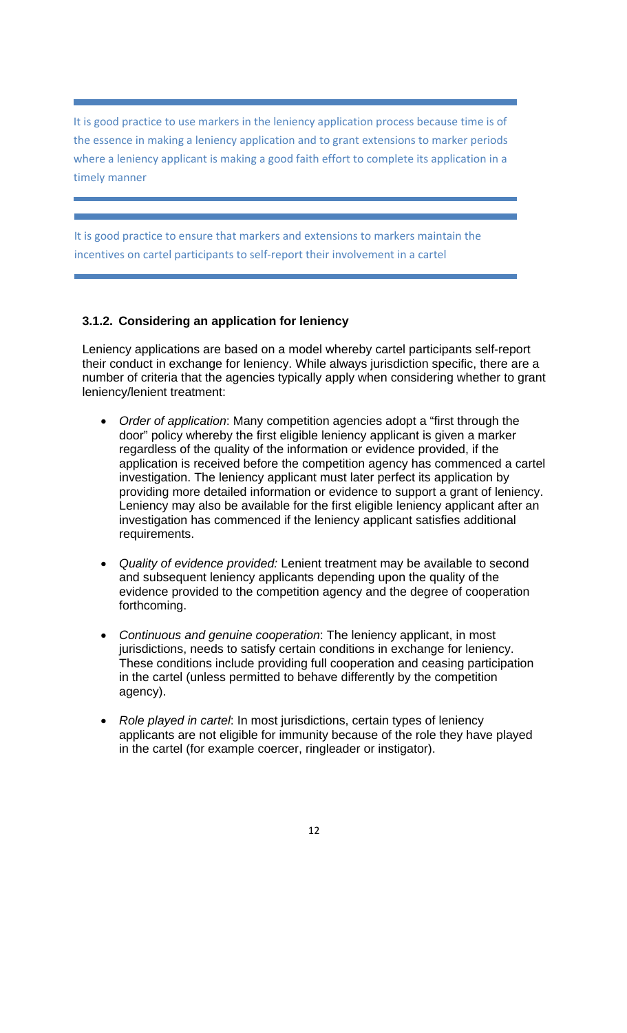> It is good practice to use markers in the leniency application process because time is of the essence in making a leniency application and to grant extensions to marker periods where a leniency applicant is making a good faith effort to complete its application in a timely manner

> It is good practice to ensure that markers and extensions to markers maintain the incentives on cartel participants to self-report their involvement in a cartel

### 3.1.2. Considering an application for leniency

Leniency applications are based on a model whereby cartel participants self-report their conduct in exchange for leniency. While always jurisdiction specific, there are a number of criteria that the agencies typically apply when considering whether to grant leniency/lenient treatment:

- *Order of application*: Many competition agencies adopt a "first through the door" policy whereby the first eligible leniency applicant is given a marker regardless of the quality of the information or evidence provided, if the application is received before the competition agency has commenced a cartel investigation. The leniency applicant must later perfect its application by providing more detailed information or evidence to support a grant of leniency. Leniency may also be available for the first eligible leniency applicant after an investigation has commenced if the leniency applicant satisfies additional requirements.

- *Quality of evidence provided:* Lenient treatment may be available to second and subsequent leniency applicants depending upon the quality of the evidence provided to the competition agency and the degree of cooperation forthcoming.

- *Continuous and genuine cooperation*: The leniency applicant, in most jurisdictions, needs to satisfy certain conditions in exchange for leniency. These conditions include providing full cooperation and ceasing participation in the cartel (unless permitted to behave differently by the competition agency).

- *Role played in cartel*: In most jurisdictions, certain types of leniency applicants are not eligible for immunity because of the role they have played in the cartel (for example coercer, ringleader or instigator).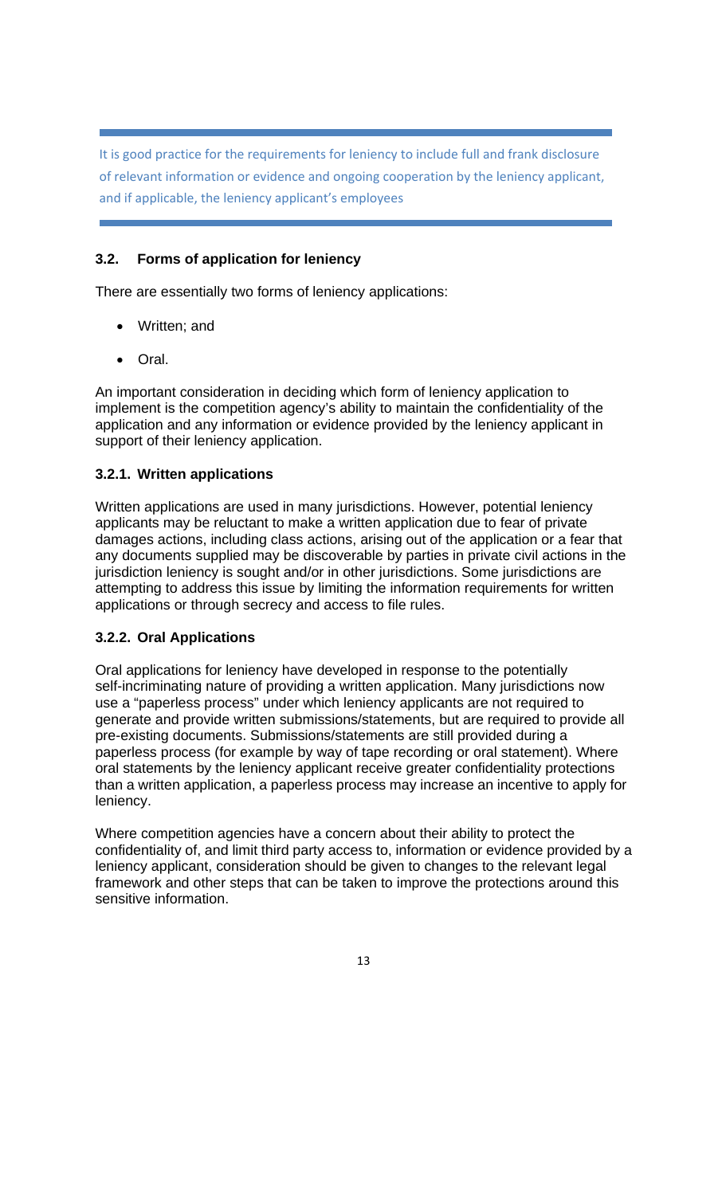> It is good practice for the requirements for leniency to include full and frank disclosure of relevant information or evidence and ongoing cooperation by the leniency applicant, and if applicable, the leniency applicant's employees

### 3.2. Forms of application for leniency

There are essentially two forms of leniency applications:

- Written; and
- Oral.

An important consideration in deciding which form of leniency application to implement is the competition agency's ability to maintain the confidentiality of the application and any information or evidence provided by the leniency applicant in support of their leniency application.

#### 3.2.1. Written applications

Written applications are used in many jurisdictions. However, potential leniency applicants may be reluctant to make a written application due to fear of private damages actions, including class actions, arising out of the application or a fear that any documents supplied may be discoverable by parties in private civil actions in the jurisdiction leniency is sought and/or in other jurisdictions. Some jurisdictions are attempting to address this issue by limiting the information requirements for written applications or through secrecy and access to file rules.

#### 3.2.2. Oral Applications

Oral applications for leniency have developed in response to the potentially self-incriminating nature of providing a written application. Many jurisdictions now use a "paperless process" under which leniency applicants are not required to generate and provide written submissions/statements, but are required to provide all pre-existing documents. Submissions/statements are still provided during a paperless process (for example by way of tape recording or oral statement). Where oral statements by the leniency applicant receive greater confidentiality protections than a written application, a paperless process may increase an incentive to apply for leniency.

Where competition agencies have a concern about their ability to protect the confidentiality of, and limit third party access to, information or evidence provided by a leniency applicant, consideration should be given to changes to the relevant legal framework and other steps that can be taken to improve the protections around this sensitive information.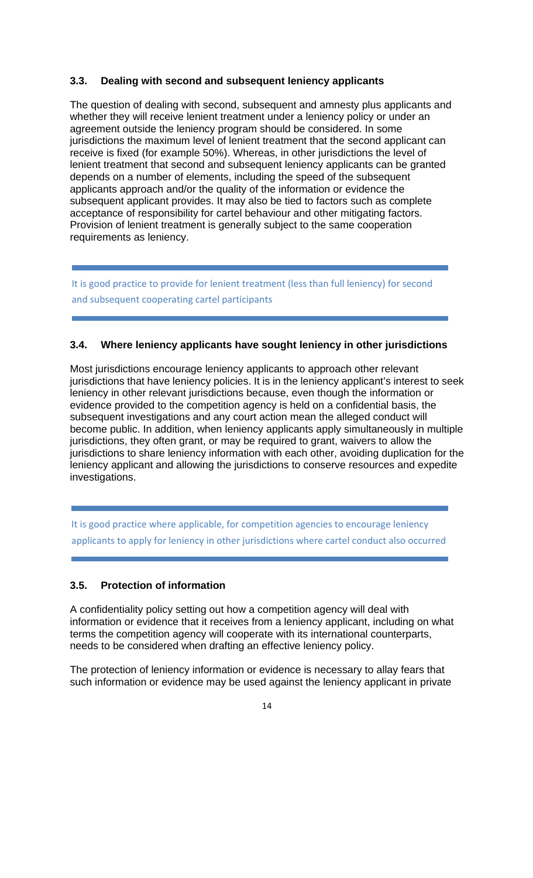### 3.3. Dealing with second and subsequent leniency applicants

The question of dealing with second, subsequent and amnesty plus applicants and whether they will receive lenient treatment under a leniency policy or under an agreement outside the leniency program should be considered. In some jurisdictions the maximum level of lenient treatment that the second applicant can receive is fixed (for example 50%). Whereas, in other jurisdictions the level of lenient treatment that second and subsequent leniency applicants can be granted depends on a number of elements, including the speed of the subsequent applicants approach and/or the quality of the information or evidence the subsequent applicant provides. It may also be tied to factors such as complete acceptance of responsibility for cartel behaviour and other mitigating factors. Provision of lenient treatment is generally subject to the same cooperation requirements as leniency.

---

It is good practice to provide for lenient treatment (less than full leniency) for second and subsequent cooperating cartel participants

---

### 3.4. Where leniency applicants have sought leniency in other jurisdictions

Most jurisdictions encourage leniency applicants to approach other relevant jurisdictions that have leniency policies. It is in the leniency applicant's interest to seek leniency in other relevant jurisdictions because, even though the information or evidence provided to the competition agency is held on a confidential basis, the subsequent investigations and any court action mean the alleged conduct will become public. In addition, when leniency applicants apply simultaneously in multiple jurisdictions, they often grant, or may be required to grant, waivers to allow the jurisdictions to share leniency information with each other, avoiding duplication for the leniency applicant and allowing the jurisdictions to conserve resources and expedite investigations.

---

It is good practice where applicable, for competition agencies to encourage leniency applicants to apply for leniency in other jurisdictions where cartel conduct also occurred

---

### 3.5. Protection of information

A confidentiality policy setting out how a competition agency will deal with information or evidence that it receives from a leniency applicant, including on what terms the competition agency will cooperate with its international counterparts, needs to be considered when drafting an effective leniency policy.

The protection of leniency information or evidence is necessary to allay fears that such information or evidence may be used against the leniency applicant in private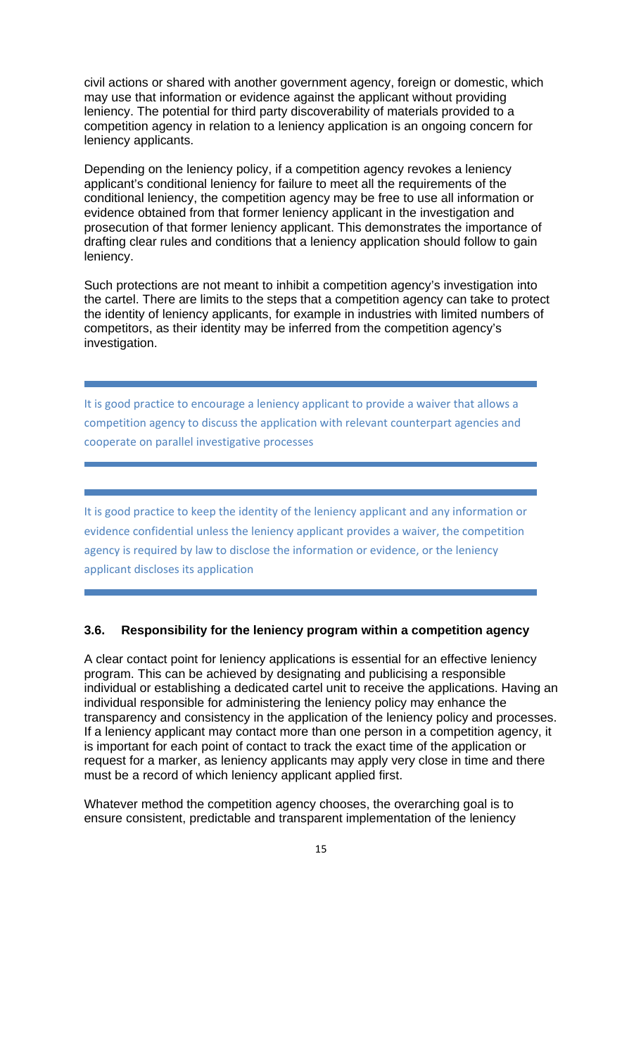civil actions or shared with another government agency, foreign or domestic, which may use that information or evidence against the applicant without providing leniency. The potential for third party discoverability of materials provided to a competition agency in relation to a leniency application is an ongoing concern for leniency applicants.

Depending on the leniency policy, if a competition agency revokes a leniency applicant's conditional leniency for failure to meet all the requirements of the conditional leniency, the competition agency may be free to use all information or evidence obtained from that former leniency applicant in the investigation and prosecution of that former leniency applicant. This demonstrates the importance of drafting clear rules and conditions that a leniency application should follow to gain leniency.

Such protections are not meant to inhibit a competition agency's investigation into the cartel. There are limits to the steps that a competition agency can take to protect the identity of leniency applicants, for example in industries with limited numbers of competitors, as their identity may be inferred from the competition agency's investigation.

> It is good practice to encourage a leniency applicant to provide a waiver that allows a competition agency to discuss the application with relevant counterpart agencies and cooperate on parallel investigative processes

> It is good practice to keep the identity of the leniency applicant and any information or evidence confidential unless the leniency applicant provides a waiver, the competition agency is required by law to disclose the information or evidence, or the leniency applicant discloses its application

### 3.6. Responsibility for the leniency program within a competition agency

A clear contact point for leniency applications is essential for an effective leniency program. This can be achieved by designating and publicising a responsible individual or establishing a dedicated cartel unit to receive the applications. Having an individual responsible for administering the leniency policy may enhance the transparency and consistency in the application of the leniency policy and processes. If a leniency applicant may contact more than one person in a competition agency, it is important for each point of contact to track the exact time of the application or request for a marker, as leniency applicants may apply very close in time and there must be a record of which leniency applicant applied first.

Whatever method the competition agency chooses, the overarching goal is to ensure consistent, predictable and transparent implementation of the leniency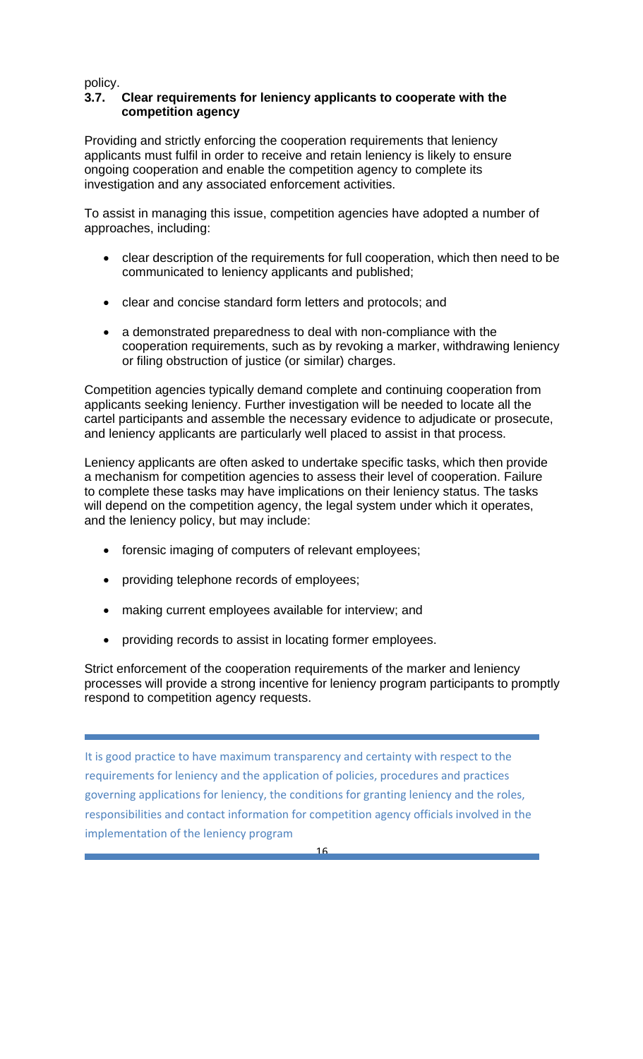policy.

### 3.7. Clear requirements for leniency applicants to cooperate with the competition agency

Providing and strictly enforcing the cooperation requirements that leniency applicants must fulfil in order to receive and retain leniency is likely to ensure ongoing cooperation and enable the competition agency to complete its investigation and any associated enforcement activities.

To assist in managing this issue, competition agencies have adopted a number of approaches, including:

- clear description of the requirements for full cooperation, which then need to be communicated to leniency applicants and published;
- clear and concise standard form letters and protocols; and
- a demonstrated preparedness to deal with non-compliance with the cooperation requirements, such as by revoking a marker, withdrawing leniency or filing obstruction of justice (or similar) charges.

Competition agencies typically demand complete and continuing cooperation from applicants seeking leniency. Further investigation will be needed to locate all the cartel participants and assemble the necessary evidence to adjudicate or prosecute, and leniency applicants are particularly well placed to assist in that process.

Leniency applicants are often asked to undertake specific tasks, which then provide a mechanism for competition agencies to assess their level of cooperation. Failure to complete these tasks may have implications on their leniency status. The tasks will depend on the competition agency, the legal system under which it operates, and the leniency policy, but may include:

- forensic imaging of computers of relevant employees;
- providing telephone records of employees;
- making current employees available for interview; and
- providing records to assist in locating former employees.

Strict enforcement of the cooperation requirements of the marker and leniency processes will provide a strong incentive for leniency program participants to promptly respond to competition agency requests.

---

It is good practice to have maximum transparency and certainty with respect to the requirements for leniency and the application of policies, procedures and practices governing applications for leniency, the conditions for granting leniency and the roles, responsibilities and contact information for competition agency officials involved in the implementation of the leniency program

---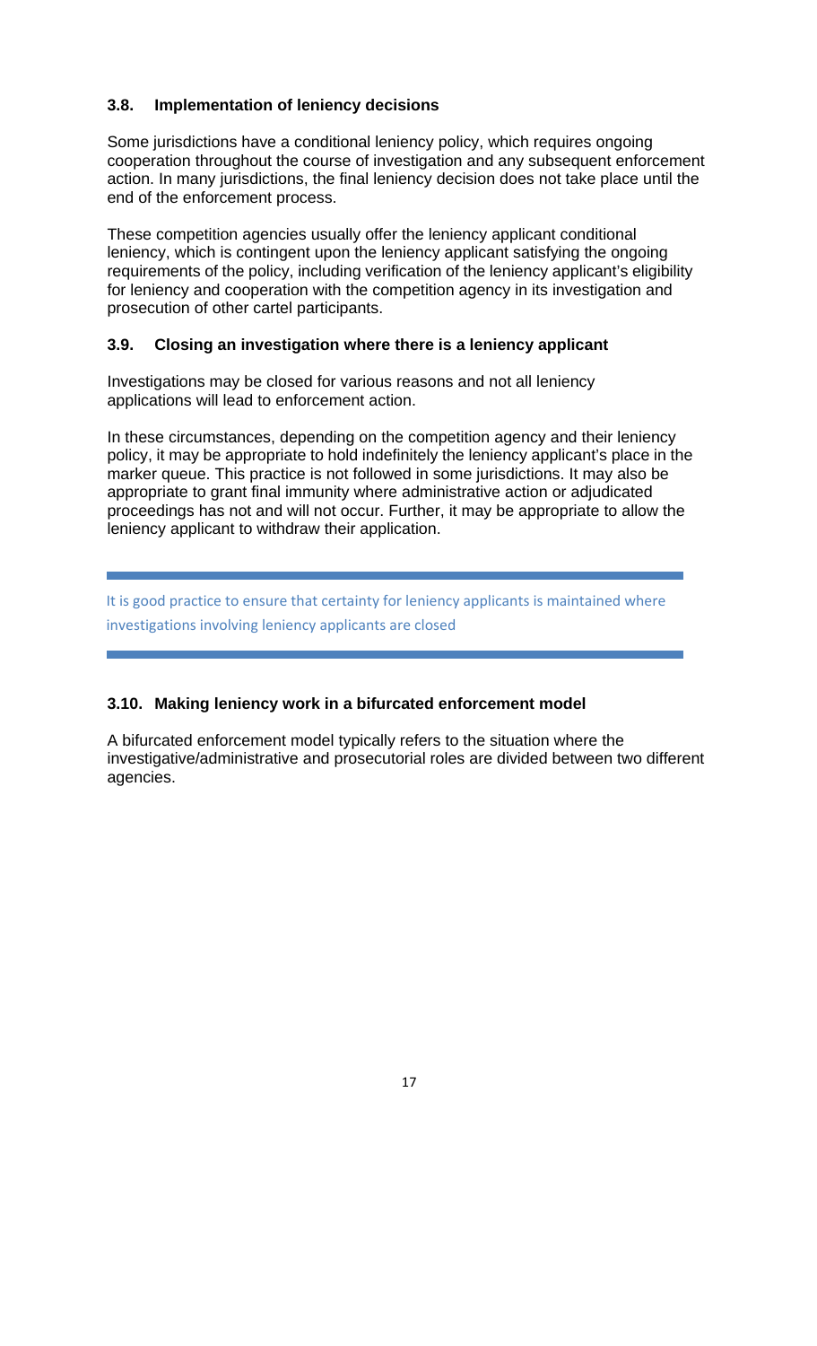### 3.8. Implementation of leniency decisions

Some jurisdictions have a conditional leniency policy, which requires ongoing cooperation throughout the course of investigation and any subsequent enforcement action. In many jurisdictions, the final leniency decision does not take place until the end of the enforcement process.

These competition agencies usually offer the leniency applicant conditional leniency, which is contingent upon the leniency applicant satisfying the ongoing requirements of the policy, including verification of the leniency applicant's eligibility for leniency and cooperation with the competition agency in its investigation and prosecution of other cartel participants.

### 3.9. Closing an investigation where there is a leniency applicant

Investigations may be closed for various reasons and not all leniency applications will lead to enforcement action.

In these circumstances, depending on the competition agency and their leniency policy, it may be appropriate to hold indefinitely the leniency applicant's place in the marker queue. This practice is not followed in some jurisdictions. It may also be appropriate to grant final immunity where administrative action or adjudicated proceedings has not and will not occur. Further, it may be appropriate to allow the leniency applicant to withdraw their application.

---

It is good practice to ensure that certainty for leniency applicants is maintained where investigations involving leniency applicants are closed

---

### 3.10. Making leniency work in a bifurcated enforcement model

A bifurcated enforcement model typically refers to the situation where the investigative/administrative and prosecutorial roles are divided between two different agencies.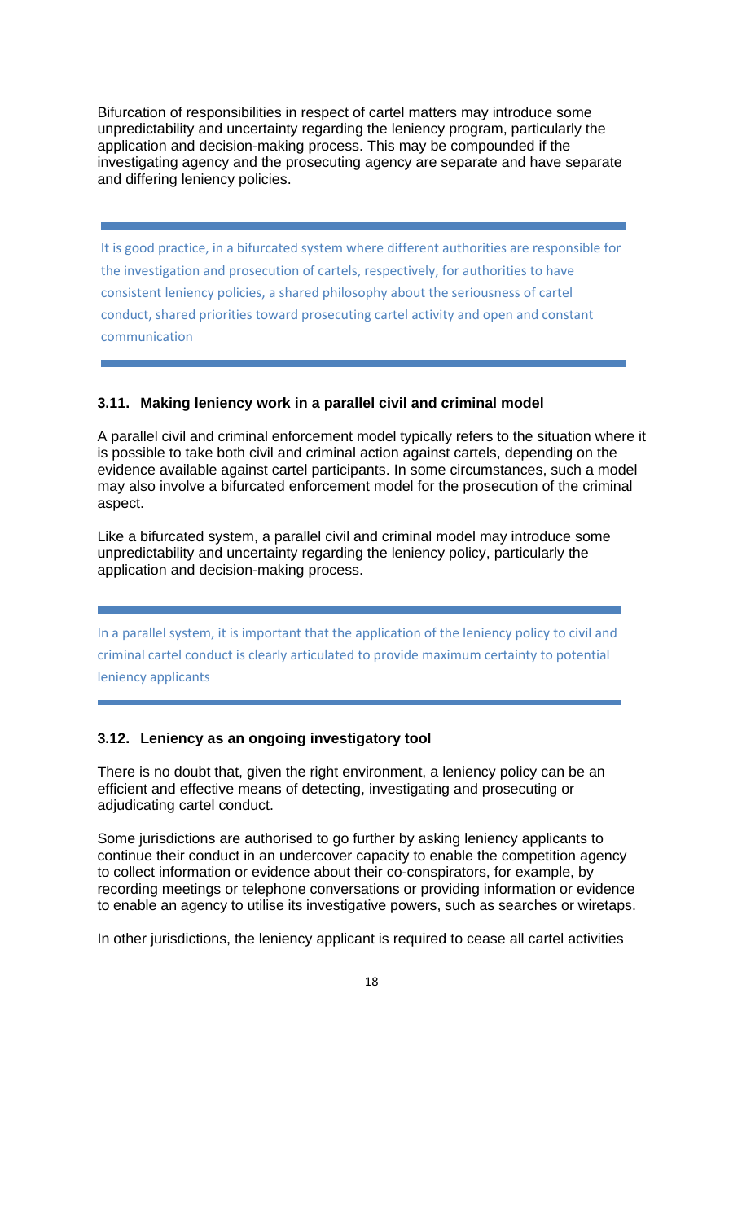Bifurcation of responsibilities in respect of cartel matters may introduce some unpredictability and uncertainty regarding the leniency program, particularly the application and decision-making process. This may be compounded if the investigating agency and the prosecuting agency are separate and have separate and differing leniency policies.

---

It is good practice, in a bifurcated system where different authorities are responsible for the investigation and prosecution of cartels, respectively, for authorities to have consistent leniency policies, a shared philosophy about the seriousness of cartel conduct, shared priorities toward prosecuting cartel activity and open and constant communication

---

### 3.11. Making leniency work in a parallel civil and criminal model

A parallel civil and criminal enforcement model typically refers to the situation where it is possible to take both civil and criminal action against cartels, depending on the evidence available against cartel participants. In some circumstances, such a model may also involve a bifurcated enforcement model for the prosecution of the criminal aspect.

Like a bifurcated system, a parallel civil and criminal model may introduce some unpredictability and uncertainty regarding the leniency policy, particularly the application and decision-making process.

---

In a parallel system, it is important that the application of the leniency policy to civil and criminal cartel conduct is clearly articulated to provide maximum certainty to potential leniency applicants

---

### 3.12. Leniency as an ongoing investigatory tool

There is no doubt that, given the right environment, a leniency policy can be an efficient and effective means of detecting, investigating and prosecuting or adjudicating cartel conduct.

Some jurisdictions are authorised to go further by asking leniency applicants to continue their conduct in an undercover capacity to enable the competition agency to collect information or evidence about their co-conspirators, for example, by recording meetings or telephone conversations or providing information or evidence to enable an agency to utilise its investigative powers, such as searches or wiretaps.

In other jurisdictions, the leniency applicant is required to cease all cartel activities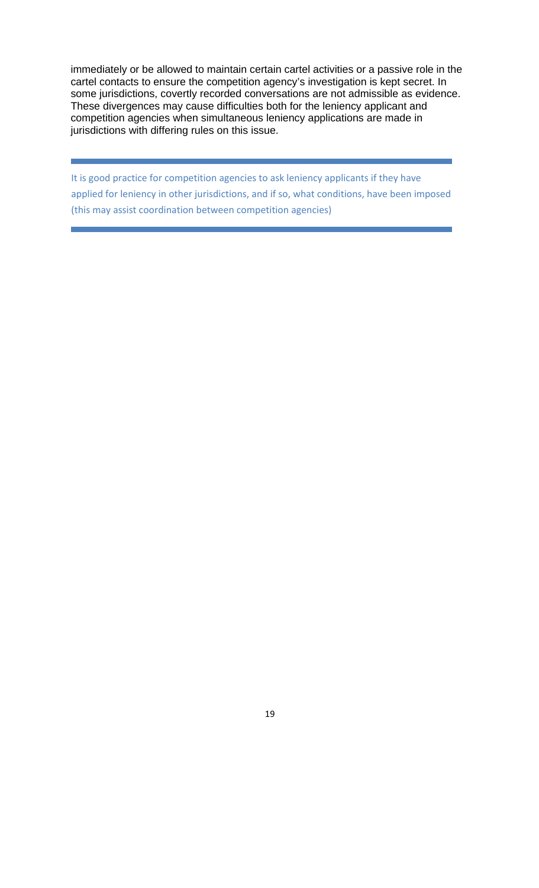immediately or be allowed to maintain certain cartel activities or a passive role in the cartel contacts to ensure the competition agency's investigation is kept secret. In some jurisdictions, covertly recorded conversations are not admissible as evidence. These divergences may cause difficulties both for the leniency applicant and competition agencies when simultaneous leniency applications are made in jurisdictions with differing rules on this issue.

---

It is good practice for competition agencies to ask leniency applicants if they have applied for leniency in other jurisdictions, and if so, what conditions, have been imposed (this may assist coordination between competition agencies)

---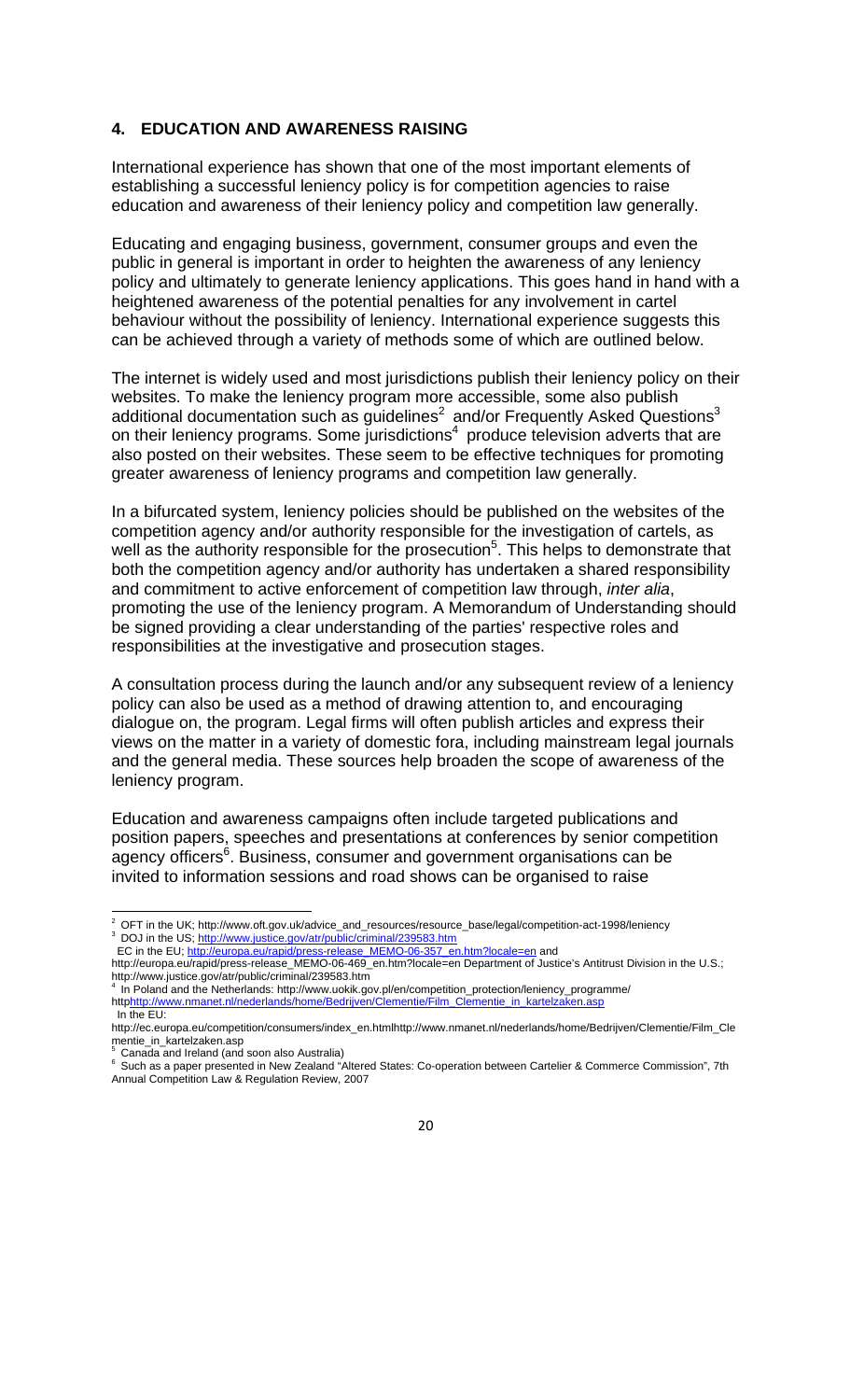## 4. EDUCATION AND AWARENESS RAISING

International experience has shown that one of the most important elements of establishing a successful leniency policy is for competition agencies to raise education and awareness of their leniency policy and competition law generally.

Educating and engaging business, government, consumer groups and even the public in general is important in order to heighten the awareness of any leniency policy and ultimately to generate leniency applications. This goes hand in hand with a heightened awareness of the potential penalties for any involvement in cartel behaviour without the possibility of leniency. International experience suggests this can be achieved through a variety of methods some of which are outlined below.

The internet is widely used and most jurisdictions publish their leniency policy on their websites. To make the leniency program more accessible, some also publish additional documentation such as guidelines[2] and/or Frequently Asked Questions[3] on their leniency programs. Some jurisdictions[4] produce television adverts that are also posted on their websites. These seem to be effective techniques for promoting greater awareness of leniency programs and competition law generally.

In a bifurcated system, leniency policies should be published on the websites of the competition agency and/or authority responsible for the investigation of cartels, as well as the authority responsible for the prosecution[5]. This helps to demonstrate that both the competition agency and/or authority has undertaken a shared responsibility and commitment to active enforcement of competition law through, *inter alia*, promoting the use of the leniency program. A Memorandum of Understanding should be signed providing a clear understanding of the parties' respective roles and responsibilities at the investigative and prosecution stages.

A consultation process during the launch and/or any subsequent review of a leniency policy can also be used as a method of drawing attention to, and encouraging dialogue on, the program. Legal firms will often publish articles and express their views on the matter in a variety of domestic fora, including mainstream legal journals and the general media. These sources help broaden the scope of awareness of the leniency program.

Education and awareness campaigns often include targeted publications and position papers, speeches and presentations at conferences by senior competition agency officers[6]. Business, consumer and government organisations can be invited to information sessions and road shows can be organised to raise

---

[2] OFT in the UK; http://www.oft.gov.uk/advice_and_resources/resource_base/legal/competition-act-1998/leniency

[3] DOJ in the US; http://www.justice.gov/atr/public/criminal/239583.htm
EC in the EU; http://europa.eu/rapid/press-release_MEMO-06-357_en.htm?locale=en and
http://europa.eu/rapid/press-release_MEMO-06-469_en.htm?locale=en Department of Justice's Antitrust Division in the U.S.; http://www.justice.gov/atr/public/criminal/239583.htm

[4] In Poland and the Netherlands: http://www.uokik.gov.pl/en/competition_protection/leniency_programme/
httphttp://www.nmanet.nl/nederlands/home/Bedrijven/Clementie/Film_Clementie_in_kartelzaken.asp
In the EU:
http://ec.europa.eu/competition/consumers/index_en.htmlhttp://www.nmanet.nl/nederlands/home/Bedrijven/Clementie/Film_Clementie_in_kartelzaken.asp

[5] Canada and Ireland (and soon also Australia)

[6] Such as a paper presented in New Zealand "Altered States: Co-operation between Cartelier & Commerce Commission", 7th Annual Competition Law & Regulation Review, 2007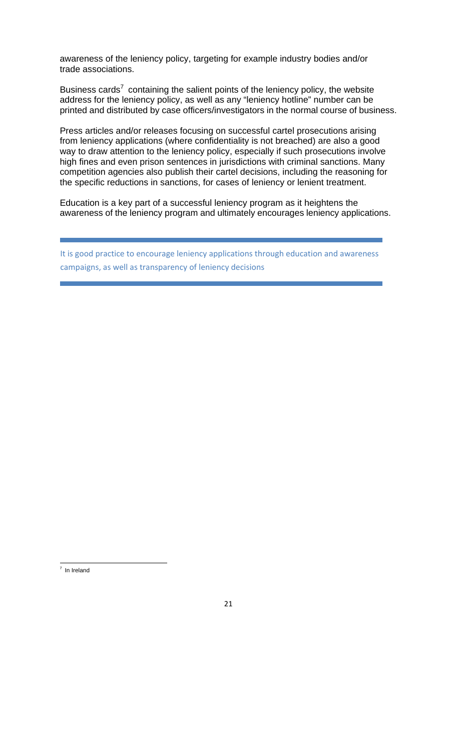awareness of the leniency policy, targeting for example industry bodies and/or trade associations.

Business cards[7] containing the salient points of the leniency policy, the website address for the leniency policy, as well as any "leniency hotline" number can be printed and distributed by case officers/investigators in the normal course of business.

Press articles and/or releases focusing on successful cartel prosecutions arising from leniency applications (where confidentiality is not breached) are also a good way to draw attention to the leniency policy, especially if such prosecutions involve high fines and even prison sentences in jurisdictions with criminal sanctions. Many competition agencies also publish their cartel decisions, including the reasoning for the specific reductions in sanctions, for cases of leniency or lenient treatment.

Education is a key part of a successful leniency program as it heightens the awareness of the leniency program and ultimately encourages leniency applications.

---

It is good practice to encourage leniency applications through education and awareness campaigns, as well as transparency of leniency decisions

---

[7] In Ireland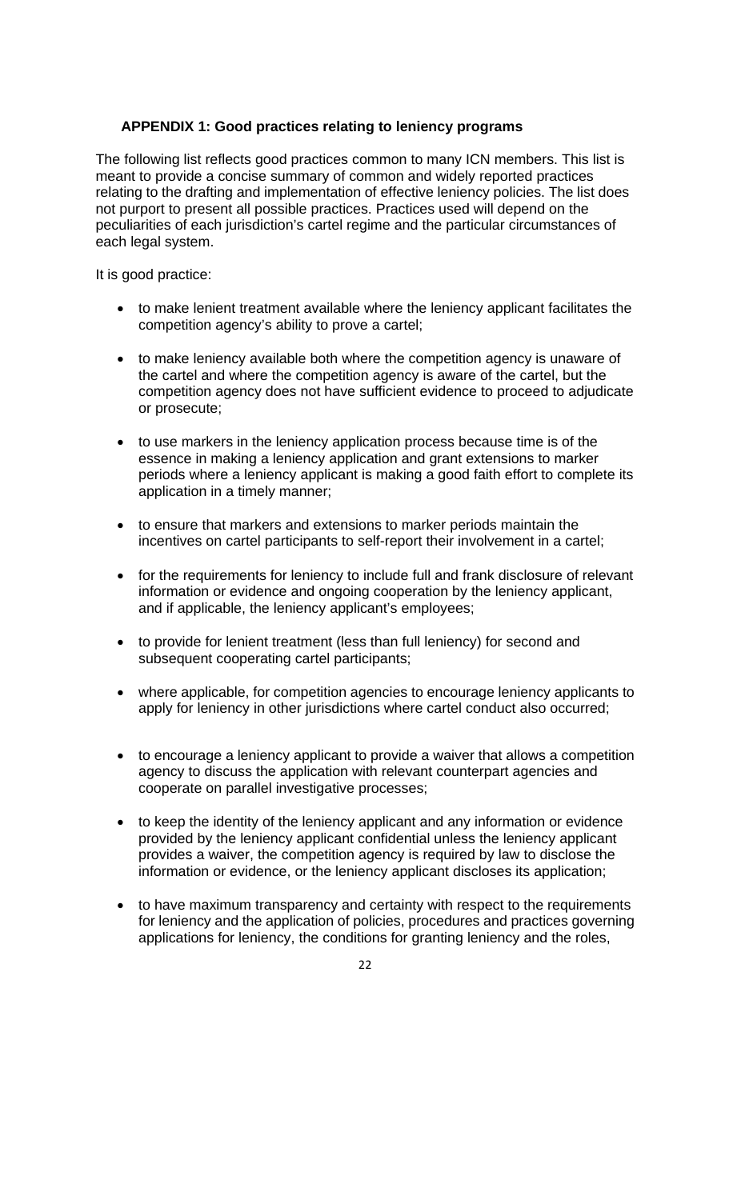### APPENDIX 1: Good practices relating to leniency programs

The following list reflects good practices common to many ICN members. This list is meant to provide a concise summary of common and widely reported practices relating to the drafting and implementation of effective leniency policies. The list does not purport to present all possible practices. Practices used will depend on the peculiarities of each jurisdiction's cartel regime and the particular circumstances of each legal system.

It is good practice:

- to make lenient treatment available where the leniency applicant facilitates the competition agency's ability to prove a cartel;
- to make leniency available both where the competition agency is unaware of the cartel and where the competition agency is aware of the cartel, but the competition agency does not have sufficient evidence to proceed to adjudicate or prosecute;
- to use markers in the leniency application process because time is of the essence in making a leniency application and grant extensions to marker periods where a leniency applicant is making a good faith effort to complete its application in a timely manner;
- to ensure that markers and extensions to marker periods maintain the incentives on cartel participants to self-report their involvement in a cartel;
- for the requirements for leniency to include full and frank disclosure of relevant information or evidence and ongoing cooperation by the leniency applicant, and if applicable, the leniency applicant's employees;
- to provide for lenient treatment (less than full leniency) for second and subsequent cooperating cartel participants;
- where applicable, for competition agencies to encourage leniency applicants to apply for leniency in other jurisdictions where cartel conduct also occurred;
- to encourage a leniency applicant to provide a waiver that allows a competition agency to discuss the application with relevant counterpart agencies and cooperate on parallel investigative processes;
- to keep the identity of the leniency applicant and any information or evidence provided by the leniency applicant confidential unless the leniency applicant provides a waiver, the competition agency is required by law to disclose the information or evidence, or the leniency applicant discloses its application;
- to have maximum transparency and certainty with respect to the requirements for leniency and the application of policies, procedures and practices governing applications for leniency, the conditions for granting leniency and the roles,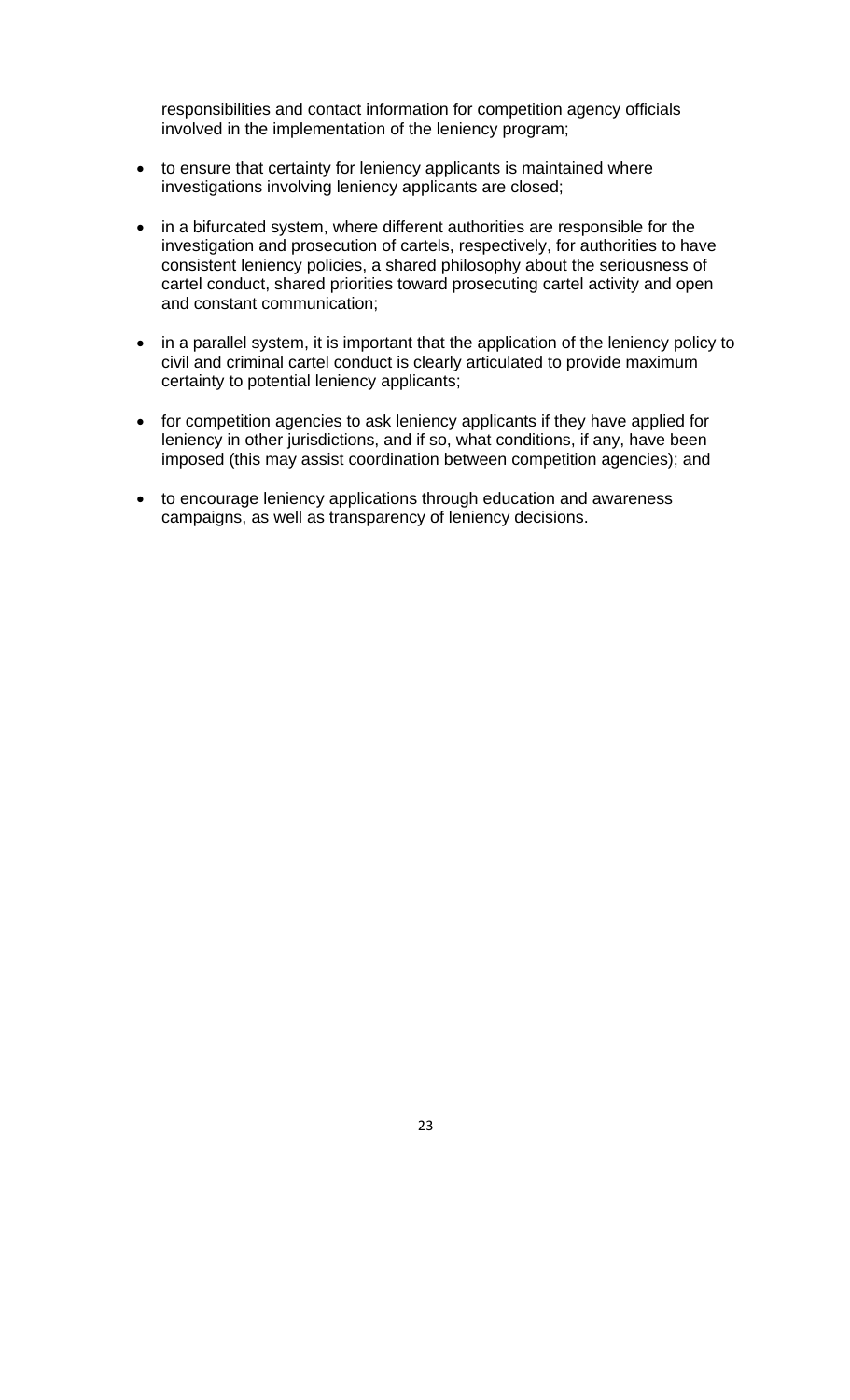responsibilities and contact information for competition agency officials involved in the implementation of the leniency program;

- to ensure that certainty for leniency applicants is maintained where investigations involving leniency applicants are closed;

- in a bifurcated system, where different authorities are responsible for the investigation and prosecution of cartels, respectively, for authorities to have consistent leniency policies, a shared philosophy about the seriousness of cartel conduct, shared priorities toward prosecuting cartel activity and open and constant communication;

- in a parallel system, it is important that the application of the leniency policy to civil and criminal cartel conduct is clearly articulated to provide maximum certainty to potential leniency applicants;

- for competition agencies to ask leniency applicants if they have applied for leniency in other jurisdictions, and if so, what conditions, if any, have been imposed (this may assist coordination between competition agencies); and

- to encourage leniency applications through education and awareness campaigns, as well as transparency of leniency decisions.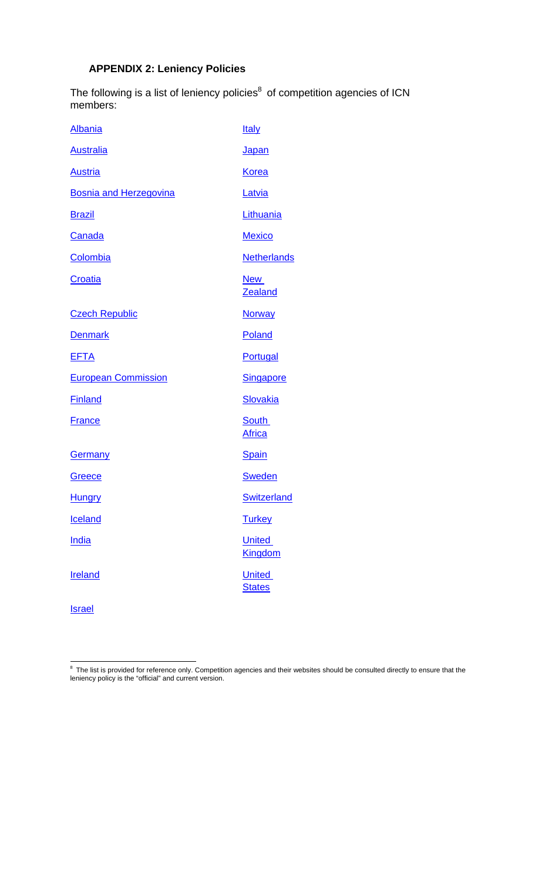## APPENDIX 2: Leniency Policies

The following is a list of leniency policies[8] of competition agencies of ICN members:

- Albania
- Australia
- Austria
- Bosnia and Herzegovina
- Brazil
- Canada
- Colombia
- Croatia
- Czech Republic
- Denmark
- EFTA
- European Commission
- Finland
- France
- Germany
- Greece
- Hungry
- Iceland
- India
- Ireland
- Israel
- Italy
- Japan
- Korea
- Latvia
- Lithuania
- Mexico
- Netherlands
- New Zealand
- Norway
- Poland
- Portugal
- Singapore
- Slovakia
- South Africa
- Spain
- Sweden
- Switzerland
- Turkey
- United Kingdom
- United States

[8] The list is provided for reference only. Competition agencies and their websites should be consulted directly to ensure that the leniency policy is the "official" and current version.